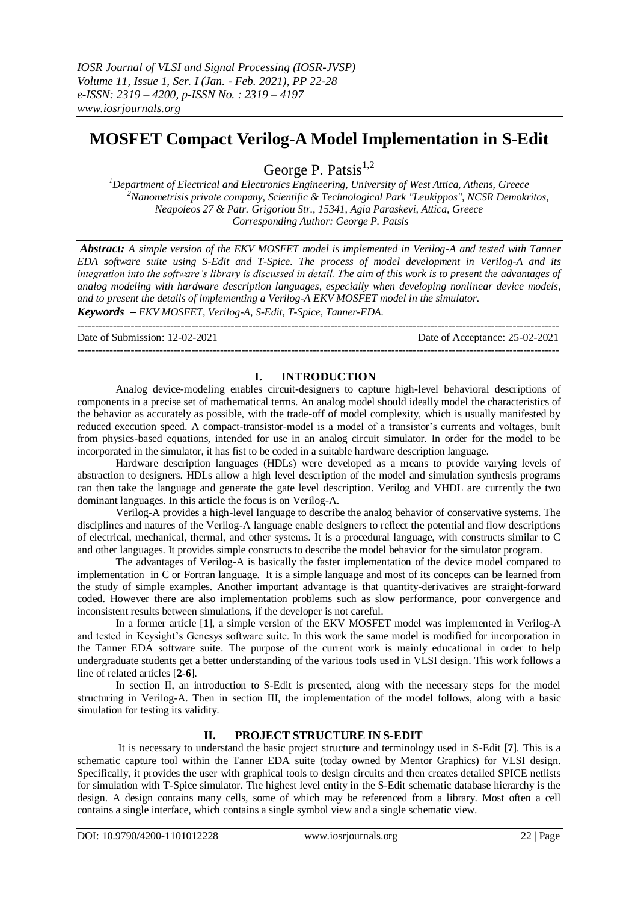# MOSFET Compact Verilog-A Model Implementation in S-Edit

George P. Patsis[1,2]

[1]Department of Electrical and Electronics Engineering, University of West Attica, Athens, Greece
[2]Nanometrisis private company, Scientific & Technological Park "Leukippos", NCSR Demokritos, Neapoleos 27 & Patr. Grigoriou Str., 15341, Agia Paraskevi, Attica, Greece
Corresponding Author: George P. Patsis

***Abstract:*** *A simple version of the EKV MOSFET model is implemented in Verilog-A and tested with Tanner EDA software suite using S-Edit and T-Spice. The process of model development in Verilog-A and its integration into the software's library is discussed in detail. The aim of this work is to present the advantages of analog modeling with hardware description languages, especially when developing nonlinear device models, and to present the details of implementing a Verilog-A EKV MOSFET model in the simulator.*

***Keywords*** *– EKV MOSFET, Verilog-A, S-Edit, T-Spice, Tanner-EDA.*

---

Date of Submission: 12-02-2021 Date of Acceptance: 25-02-2021

---

## I. INTRODUCTION

Analog device-modeling enables circuit-designers to capture high-level behavioral descriptions of components in a precise set of mathematical terms. An analog model should ideally model the characteristics of the behavior as accurately as possible, with the trade-off of model complexity, which is usually manifested by reduced execution speed. A compact-transistor-model is a model of a transistor's currents and voltages, built from physics-based equations, intended for use in an analog circuit simulator. In order for the model to be incorporated in the simulator, it has fist to be coded in a suitable hardware description language.

Hardware description languages (HDLs) were developed as a means to provide varying levels of abstraction to designers. HDLs allow a high level description of the model and simulation synthesis programs can then take the language and generate the gate level description. Verilog and VHDL are currently the two dominant languages. In this article the focus is on Verilog-A.

Verilog-A provides a high-level language to describe the analog behavior of conservative systems. The disciplines and natures of the Verilog-A language enable designers to reflect the potential and flow descriptions of electrical, mechanical, thermal, and other systems. It is a procedural language, with constructs similar to C and other languages. It provides simple constructs to describe the model behavior for the simulator program.

The advantages of Verilog-A is basically the faster implementation of the device model compared to implementation in C or Fortran language. It is a simple language and most of its concepts can be learned from the study of simple examples. Another important advantage is that quantity-derivatives are straight-forward coded. However there are also implementation problems such as slow performance, poor convergence and inconsistent results between simulations, if the developer is not careful.

In a former article [**1**], a simple version of the EKV MOSFET model was implemented in Verilog-A and tested in Keysight's Genesys software suite. In this work the same model is modified for incorporation in the Tanner EDA software suite. The purpose of the current work is mainly educational in order to help undergraduate students get a better understanding of the various tools used in VLSI design. This work follows a line of related articles [**2-6**].

In section II, an introduction to S-Edit is presented, along with the necessary steps for the model structuring in Verilog-A. Then in section III, the implementation of the model follows, along with a basic simulation for testing its validity.

## II. PROJECT STRUCTURE IN S-EDIT

It is necessary to understand the basic project structure and terminology used in S-Edit [**7**]. This is a schematic capture tool within the Tanner EDA suite (today owned by Mentor Graphics) for VLSI design. Specifically, it provides the user with graphical tools to design circuits and then creates detailed SPICE netlists for simulation with T-Spice simulator. The highest level entity in the S-Edit schematic database hierarchy is the design. A design contains many cells, some of which may be referenced from a library. Most often a cell contains a single interface, which contains a single symbol view and a single schematic view.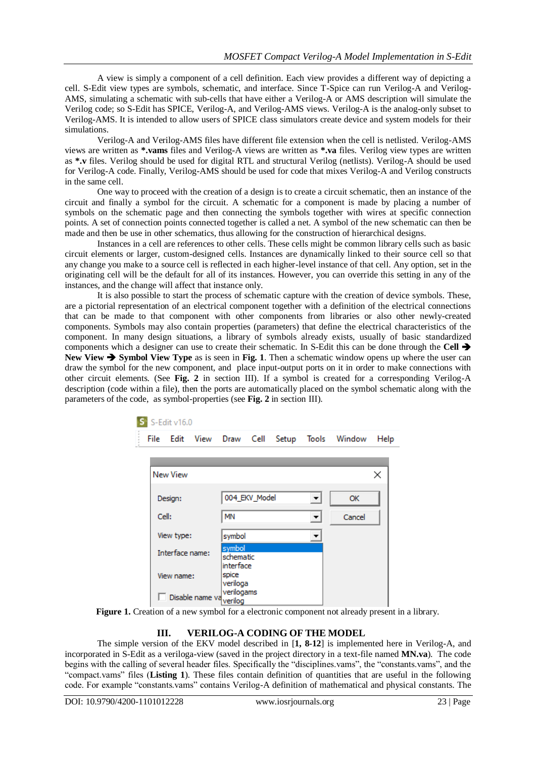A view is simply a component of a cell definition. Each view provides a different way of depicting a cell. S-Edit view types are symbols, schematic, and interface. Since T-Spice can run Verilog-A and Verilog-AMS, simulating a schematic with sub-cells that have either a Verilog-A or AMS description will simulate the Verilog code; so S-Edit has SPICE, Verilog-A, and Verilog-AMS views. Verilog-A is the analog-only subset to Verilog-AMS. It is intended to allow users of SPICE class simulators create device and system models for their simulations.

Verilog-A and Verilog-AMS files have different file extension when the cell is netlisted. Verilog-AMS views are written as **\*.vams** files and Verilog-A views are written as **\*.va** files. Verilog view types are written as **\*.v** files. Verilog should be used for digital RTL and structural Verilog (netlists). Verilog-A should be used for Verilog-A code. Finally, Verilog-AMS should be used for code that mixes Verilog-A and Verilog constructs in the same cell.

One way to proceed with the creation of a design is to create a circuit schematic, then an instance of the circuit and finally a symbol for the circuit. A schematic for a component is made by placing a number of symbols on the schematic page and then connecting the symbols together with wires at specific connection points. A set of connection points connected together is called a net. A symbol of the new schematic can then be made and then be use in other schematics, thus allowing for the construction of hierarchical designs.

Instances in a cell are references to other cells. These cells might be common library cells such as basic circuit elements or larger, custom-designed cells. Instances are dynamically linked to their source cell so that any change you make to a source cell is reflected in each higher-level instance of that cell. Any option, set in the originating cell will be the default for all of its instances. However, you can override this setting in any of the instances, and the change will affect that instance only.

It is also possible to start the process of schematic capture with the creation of device symbols. These, are a pictorial representation of an electrical component together with a definition of the electrical connections that can be made to that component with other components from libraries or also other newly-created components. Symbols may also contain properties (parameters) that define the electrical characteristics of the component. In many design situations, a library of symbols already exists, usually of basic standardized components which a designer can use to create their schematic. In S-Edit this can be done through the **Cell ➔ New View ➔ Symbol View Type** as is seen in **Fig. 1**. Then a schematic window opens up where the user can draw the symbol for the new component, and place input-output ports on it in order to make connections with other circuit elements. (See **Fig. 2** in section III). If a symbol is created for a corresponding Verilog-A description (code within a file), then the ports are automatically placed on the symbol schematic along with the parameters of the code, as symbol-properties (see **Fig. 2** in section III).

**Figure 1.** Creation of a new symbol for a electronic component not already present in a library.

## III. VERILOG-A CODING OF THE MODEL

The simple version of the EKV model described in [**1, 8-12**] is implemented here in Verilog-A, and incorporated in S-Edit as a veriloga-view (saved in the project directory in a text-file named **MN.va**). The code begins with the calling of several header files. Specifically the "disciplines.vams", the "constants.vams", and the "compact.vams" files (**Listing 1**). These files contain definition of quantities that are useful in the following code. For example "constants.vams" contains Verilog-A definition of mathematical and physical constants. The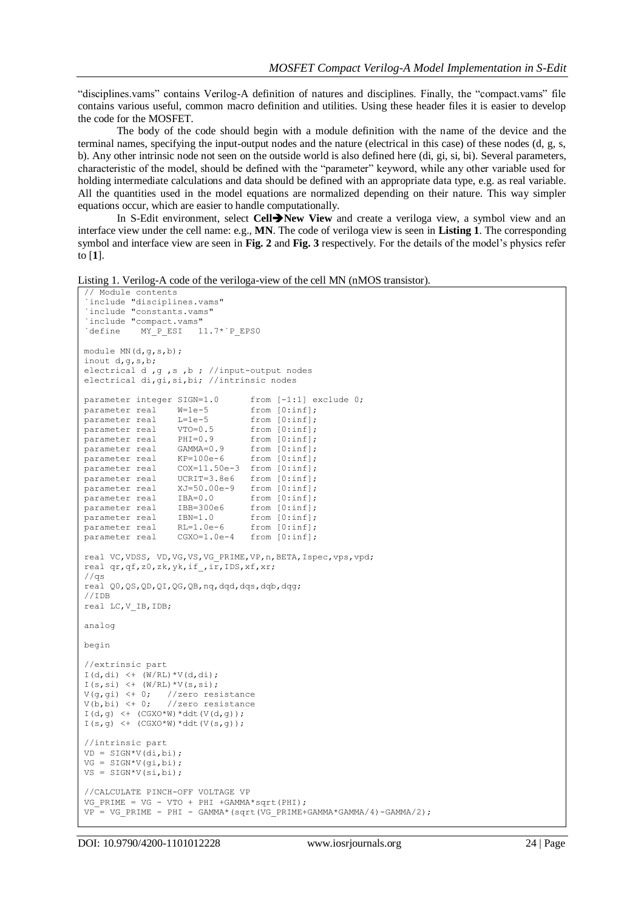"disciplines.vams" contains Verilog-A definition of natures and disciplines. Finally, the "compact.vams" file contains various useful, common macro definition and utilities. Using these header files it is easier to develop the code for the MOSFET.

The body of the code should begin with a module definition with the name of the device and the terminal names, specifying the input-output nodes and the nature (electrical in this case) of these nodes (d, g, s, b). Any other intrinsic node not seen on the outside world is also defined here (di, gi, si, bi). Several parameters, characteristic of the model, should be defined with the "parameter" keyword, while any other variable used for holding intermediate calculations and data should be defined with an appropriate data type, e.g. as real variable. All the quantities used in the model equations are normalized depending on their nature. This way simpler equations occur, which are easier to handle computationally.

In S-Edit environment, select **Cell➔New View** and create a veriloga view, a symbol view and an interface view under the cell name: e.g., **MN**. The code of veriloga view is seen in **Listing 1**. The corresponding symbol and interface view are seen in **Fig. 2** and **Fig. 3** respectively. For the details of the model's physics refer to [**1**].

Listing 1. Verilog-A code of the veriloga-view of the cell MN (nMOS transistor).

```
// Module contents
`include "disciplines.vams"
`include "constants.vams"
`include "compact.vams"
`define    MY_P_ESI   11.7*`P_EPS0

module MN(d,g,s,b);
inout d,g,s,b;
electrical d ,g ,s ,b ; //input-output nodes
electrical di,gi,si,bi; //intrinsic nodes

parameter integer SIGN=1.0      from [-1:1] exclude 0;
parameter real    W=1e-5        from [0:inf];
parameter real    L=1e-5        from [0:inf];
parameter real    VTO=0.5       from [0:inf];
parameter real    PHI=0.9       from [0:inf];
parameter real    GAMMA=0.9     from [0:inf];
parameter real    KP=100e-6     from [0:inf];
parameter real    COX=11.50e-3  from [0:inf];
parameter real    UCRIT=3.8e6   from [0:inf];
parameter real    XJ=50.00e-9   from [0:inf];
parameter real    IBA=0.0       from [0:inf];
parameter real    IBB=300e6     from [0:inf];
parameter real    IBN=1.0       from [0:inf];
parameter real    RL=1.0e-6     from [0:inf];
parameter real    CGXO=1.0e-4   from [0:inf];

real VC,VDSS, VD,VG,VS,VG_PRIME,VP,n,BETA,Ispec,vps,vpd;
real qr,qf,z0,zk,yk,if_,ir,IDS,xf,xr;
//qs
real Q0,QS,QD,QI,QG,QB,nq,dqd,dqs,dqb,dqg;
//IDB
real LC,V_IB,IDB;

analog

begin

//extrinsic part
I(d,di) <+ (W/RL)*V(d,di);
I(s,si) <+ (W/RL)*V(s,si);
V(g,gi) <+ 0;   //zero resistance
V(b,bi) <+ 0;   //zero resistance
I(d,g) <+ (CGXO*W)*ddt(V(d,g));
I(s,g) <+ (CGXO*W)*ddt(V(s,g));

//intrinsic part
VD = SIGN*V(di,bi);
VG = SIGN*V(gi,bi);
VS = SIGN*V(si,bi);

//CALCULATE PINCH-OFF VOLTAGE VP
VG_PRIME = VG - VTO + PHI +GAMMA*sqrt(PHI);
VP = VG_PRIME - PHI - GAMMA*(sqrt(VG_PRIME+GAMMA*GAMMA/4)-GAMMA/2);
```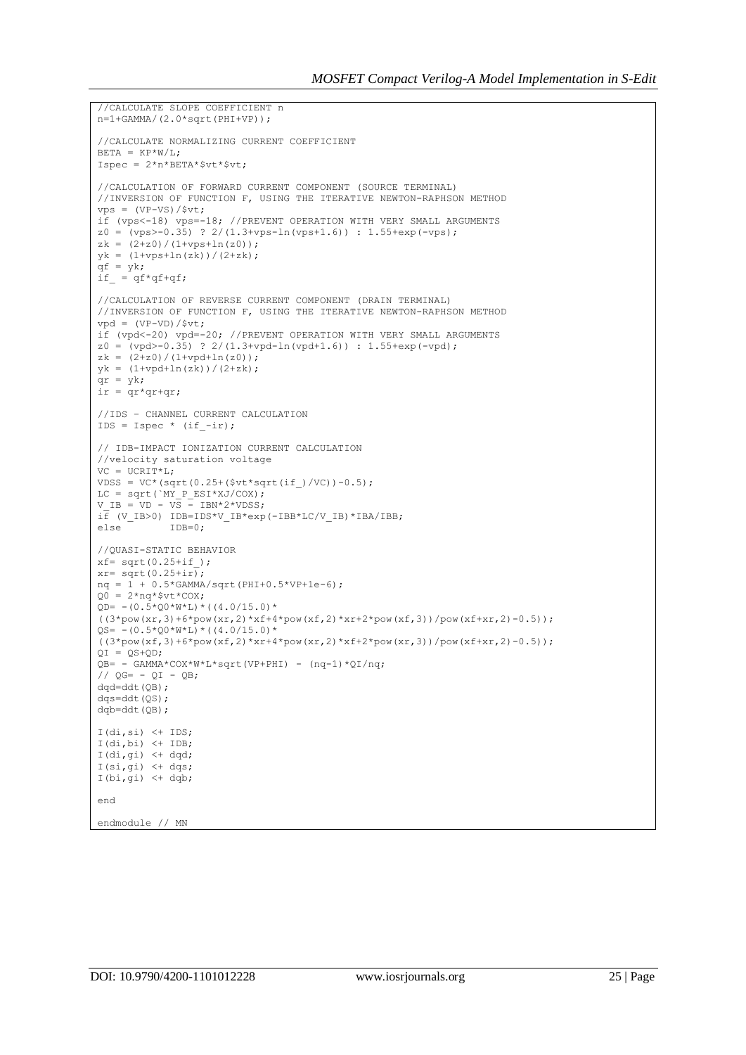```
//CALCULATE SLOPE COEFFICIENT n
n=1+GAMMA/(2.0*sqrt(PHI+VP));

//CALCULATE NORMALIZING CURRENT COEFFICIENT
BETA = KP*W/L;
Ispec = 2*n*BETA*$vt*$vt;

//CALCULATION OF FORWARD CURRENT COMPONENT (SOURCE TERMINAL)
//INVERSION OF FUNCTION F, USING THE ITERATIVE NEWTON-RAPHSON METHOD
vps = (VP-VS)/$vt;
if (vps<-18) vps=-18; //PREVENT OPERATION WITH VERY SMALL ARGUMENTS
z0 = (vps>-0.35) ? 2/(1.3+vps-ln(vps+1.6)) : 1.55+exp(-vps);
zk = (2+z0)/(1+vps+ln(z0));
yk = (1+vps+ln(zk))/(2+zk);
qf = yk;
if_ = qf*qf+qf;

//CALCULATION OF REVERSE CURRENT COMPONENT (DRAIN TERMINAL)
//INVERSION OF FUNCTION F, USING THE ITERATIVE NEWTON-RAPHSON METHOD
vpd = (VP-VD)/$vt;
if (vpd<-20) vpd=-20; //PREVENT OPERATION WITH VERY SMALL ARGUMENTS
z0 = (vpd>-0.35) ? 2/(1.3+vpd-ln(vpd+1.6)) : 1.55+exp(-vpd);
zk = (2+z0)/(1+vpd+ln(z0));
yk = (1+vpd+ln(zk))/(2+zk);
qr = yk;
ir = qr*qr+qr;

//IDS - CHANNEL CURRENT CALCULATION
IDS = Ispec * (if_-ir);

// IDB-IMPACT IONIZATION CURRENT CALCULATION
//velocity saturation voltage
VC = UCRIT*L;
VDSS = VC*(sqrt(0.25+($vt*sqrt(if_)/VC))-0.5);
LC = sqrt(`MY_P_ESI*XJ/COX);
V_IB = VD - VS - IBN*2*VDSS;
if (V_IB>0) IDB=IDS*V_IB*exp(-IBB*LC/V_IB)*IBA/IBB;
else        IDB=0;

//QUASI-STATIC BEHAVIOR
xf= sqrt(0.25+if_);
xr= sqrt(0.25+ir);
nq = 1 + 0.5*GAMMA/sqrt(PHI+0.5*VP+1e-6);
Q0 = 2*nq*$vt*COX;
QD= -(0.5*Q0*W*L)*((4.0/15.0)*
((3*pow(xr,3)+6*pow(xr,2)*xf+4*pow(xf,2)*xr+2*pow(xf,3))/pow(xf+xr,2)-0.5));
QS= -(0.5*Q0*W*L)*((4.0/15.0)*
((3*pow(xf,3)+6*pow(xf,2)*xr+4*pow(xr,2)*xf+2*pow(xr,3))/pow(xf+xr,2)-0.5));
QI = QS+QD;
QB= - GAMMA*COX*W*L*sqrt(VP+PHI) - (nq-1)*QI/nq;
// QG= - QI - QB;
dqd=ddt(QB);
dqs=ddt(QS);
dqb=ddt(QB);

I(di,si) <+ IDS;
I(di,bi) <+ IDB;
I(di,gi) <+ dqd;
I(si,gi) <+ dqs;
I(bi,gi) <+ dqb;

end

endmodule // MN
```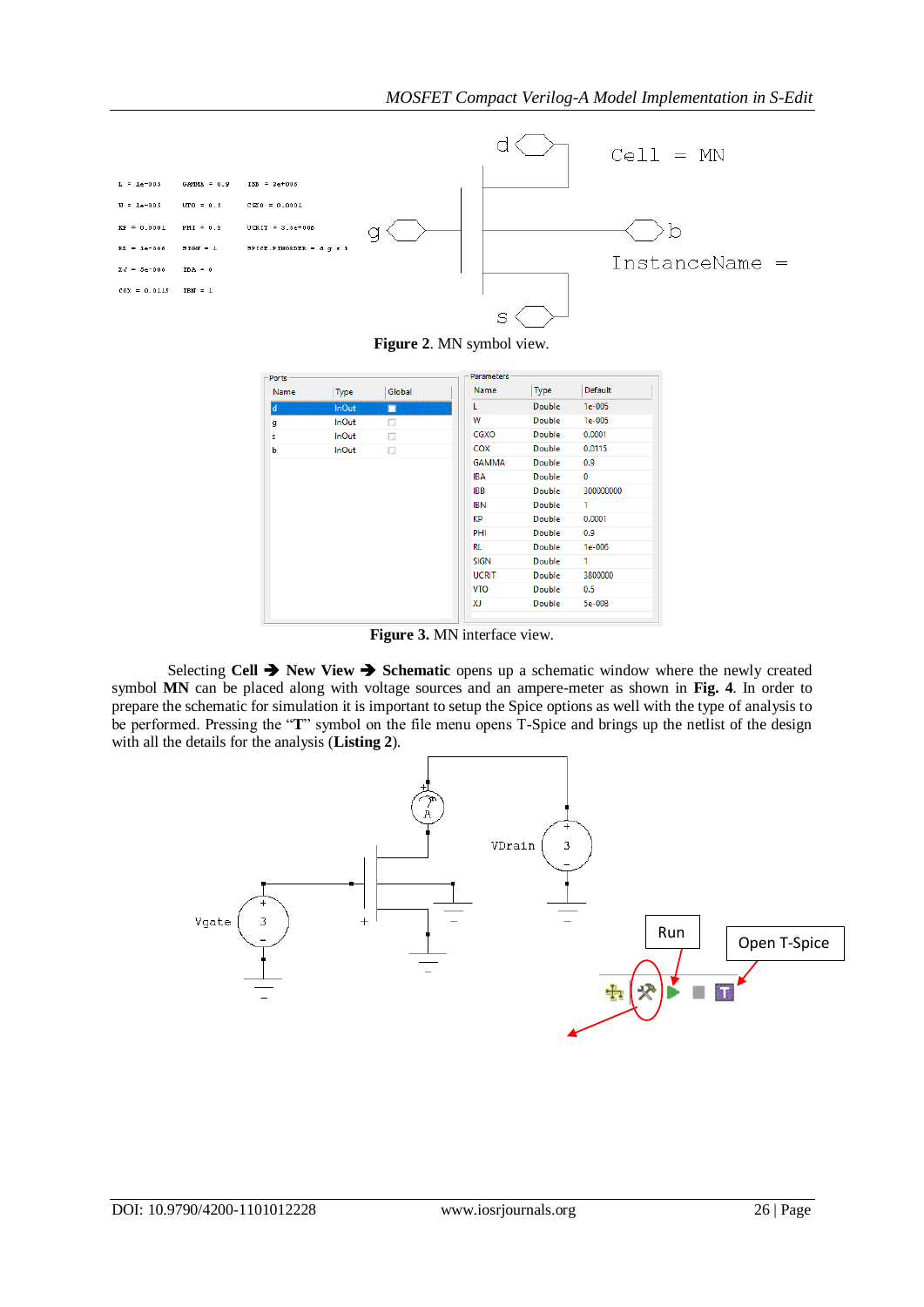**Figure 2**. MN symbol view.

| Ports | | |
|---|---|---|
| Name | Type | Global |
| d | InOut | |
| g | InOut | |
| s | InOut | |
| b | InOut | |

| Parameters | | |
|---|---|---|
| Name | Type | Default |
| L | Double | 1e-005 |
| W | Double | 1e-005 |
| CGXO | Double | 0.0001 |
| COX | Double | 0.0115 |
| GAMMA | Double | 0.9 |
| IBA | Double | 0 |
| IBB | Double | 300000000 |
| IBN | Double | 1 |
| KP | Double | 0.0001 |
| PHI | Double | 0.9 |
| RL | Double | 1e-006 |
| SIGN | Double | 1 |
| UCRIT | Double | 3800000 |
| VTO | Double | 0.5 |
| XJ | Double | 5e-008 |

**Figure 3.** MN interface view.

Selecting **Cell** ➔ **New View** ➔ **Schematic** opens up a schematic window where the newly created symbol **MN** can be placed along with voltage sources and an ampere-meter as shown in **Fig. 4**. In order to prepare the schematic for simulation it is important to setup the Spice options as well with the type of analysis to be performed. Pressing the "**T**" symbol on the file menu opens T-Spice and brings up the netlist of the design with all the details for the analysis (**Listing 2**).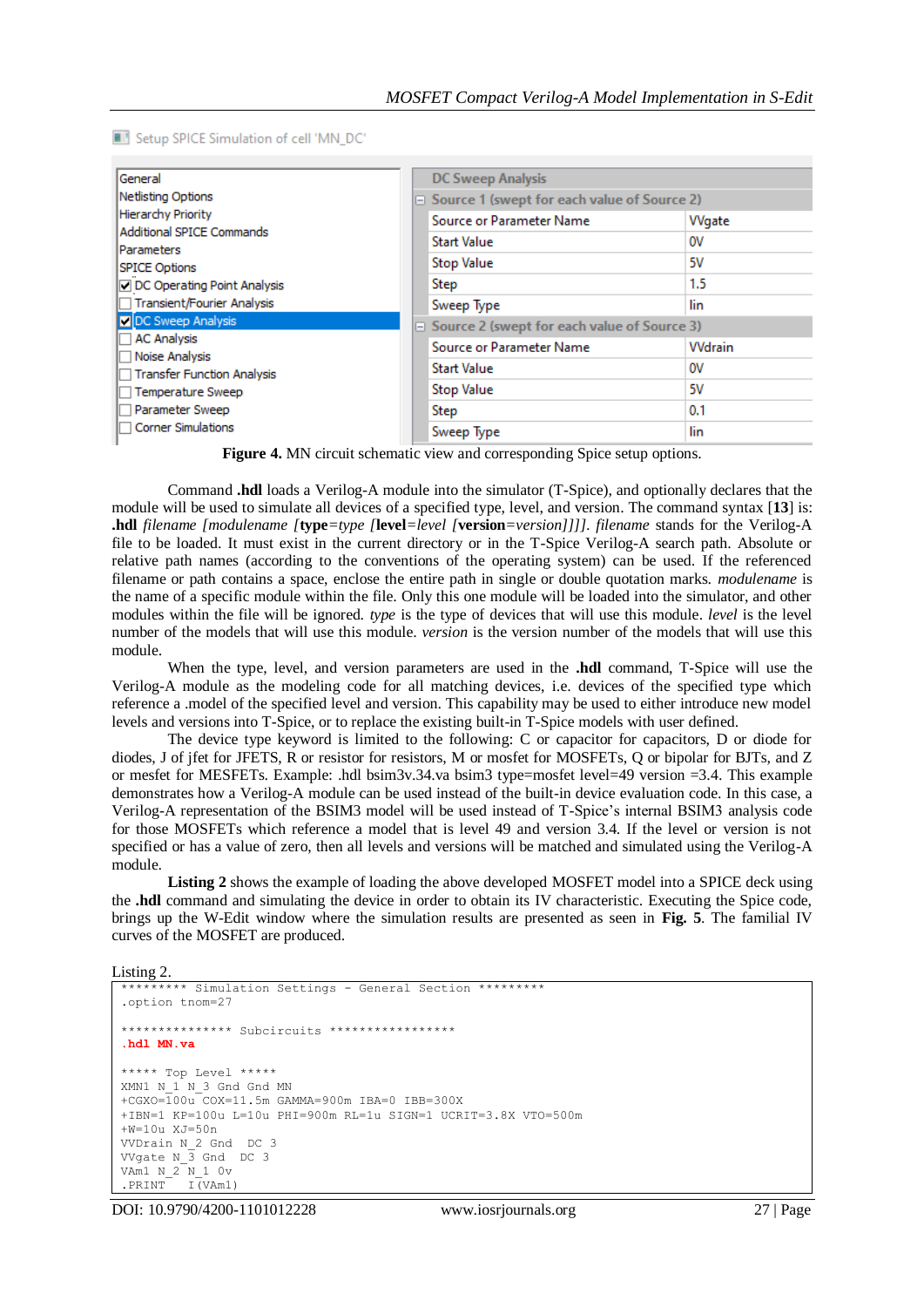Setup SPICE Simulation of cell 'MN_DC'

| General |
|---|
| Netlisting Options |
| Hierarchy Priority |
| Additional SPICE Commands |
| Parameters |
| SPICE Options |
| ☑ DC Operating Point Analysis |
| ☐ Transient/Fourier Analysis |
| ☑ DC Sweep Analysis |
| ☐ AC Analysis |
| ☐ Noise Analysis |
| ☐ Transfer Function Analysis |
| ☐ Temperature Sweep |
| ☐ Parameter Sweep |
| ☐ Corner Simulations |

| DC Sweep Analysis | |
|---|---|
| **Source 1 (swept for each value of Source 2)** | |
| Source or Parameter Name | VVgate |
| Start Value | 0V |
| Stop Value | 5V |
| Step | 1.5 |
| Sweep Type | lin |
| **Source 2 (swept for each value of Source 3)** | |
| Source or Parameter Name | VVdrain |
| Start Value | 0V |
| Stop Value | 5V |
| Step | 0.1 |
| Sweep Type | lin |

**Figure 4.** MN circuit schematic view and corresponding Spice setup options.

Command **.hdl** loads a Verilog-A module into the simulator (T-Spice), and optionally declares that the module will be used to simulate all devices of a specified type, level, and version. The command syntax [**13**] is: **.hdl** *filename [modulename [***type***=type [***level***=level [***version***=version]]]]*. *filename* stands for the Verilog-A file to be loaded. It must exist in the current directory or in the T-Spice Verilog-A search path. Absolute or relative path names (according to the conventions of the operating system) can be used. If the referenced filename or path contains a space, enclose the entire path in single or double quotation marks. *modulename* is the name of a specific module within the file. Only this one module will be loaded into the simulator, and other modules within the file will be ignored. *type* is the type of devices that will use this module. *level* is the level number of the models that will use this module. *version* is the version number of the models that will use this module.

When the type, level, and version parameters are used in the **.hdl** command, T-Spice will use the Verilog-A module as the modeling code for all matching devices, i.e. devices of the specified type which reference a .model of the specified level and version. This capability may be used to either introduce new model levels and versions into T-Spice, or to replace the existing built-in T-Spice models with user defined.

The device type keyword is limited to the following: C or capacitor for capacitors, D or diode for diodes, J of jfet for JFETS, R or resistor for resistors, M or mosfet for MOSFETs, Q or bipolar for BJTs, and Z or mesfet for MESFETs. Example: .hdl bsim3v.34.va bsim3 type=mosfet level=49 version =3.4. This example demonstrates how a Verilog-A module can be used instead of the built-in device evaluation code. In this case, a Verilog-A representation of the BSIM3 model will be used instead of T-Spice's internal BSIM3 analysis code for those MOSFETs which reference a model that is level 49 and version 3.4. If the level or version is not specified or has a value of zero, then all levels and versions will be matched and simulated using the Verilog-A module.

**Listing 2** shows the example of loading the above developed MOSFET model into a SPICE deck using the **.hdl** command and simulating the device in order to obtain its IV characteristic. Executing the Spice code, brings up the W-Edit window where the simulation results are presented as seen in **Fig. 5**. The familial IV curves of the MOSFET are produced.

Listing 2.

```
********* Simulation Settings - General Section *********
.option tnom=27

*************** Subcircuits *****************
.hdl MN.va

***** Top Level *****
XMN1 N_1 N_3 Gnd Gnd MN
+CGXO=100u COX=11.5m GAMMA=900m IBA=0 IBB=300X
+IBN=1 KP=100u L=10u PHI=900m RL=1u SIGN=1 UCRIT=3.8X VTO=500m
+W=10u XJ=50n
VVDrain N_2 Gnd  DC 3
VVgate N_3 Gnd  DC 3
VAm1 N_2 N_1 0v
.PRINT   I(VAm1)
```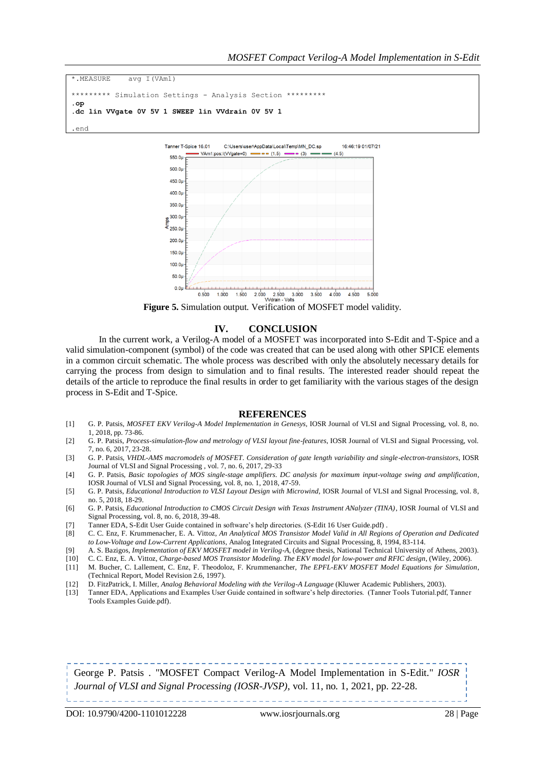```
*.MEASURE    avg I(VAm1)

********* Simulation Settings - Analysis Section *********
.op
.dc lin VVgate 0V 5V 1 SWEEP lin VVdrain 0V 5V 1

.end
```

Tanner T-Spice 16.01 C:\Users\user\AppData\Local\Temp\MN_DC.sp 16:46:19 01/07/21

VAm1:pos:I(VVgate=0) (1.5) (3) (4.5)

Amps

550.0µ
500.0µ
450.0µ
400.0µ
350.0µ
300.0µ
250.0µ
200.0µ
150.0µ
100.0µ
50.0µ
0.0µ

0.500 1.000 1.500 2.000 2.500 3.000 3.500 4.000 4.500 5.000

VVdrain - Volts

**Figure 5.** Simulation output. Verification of MOSFET model validity.

## IV. CONCLUSION

In the current work, a Verilog-A model of a MOSFET was incorporated into S-Edit and T-Spice and a valid simulation-component (symbol) of the code was created that can be used along with other SPICE elements in a common circuit schematic. The whole process was described with only the absolutely necessary details for carrying the process from design to simulation and to final results. The interested reader should repeat the details of the article to reproduce the final results in order to get familiarity with the various stages of the design process in S-Edit and T-Spice.

## REFERENCES

[1] G. P. Patsis, *MOSFET EKV Verilog-A Model Implementation in Genesys*, IOSR Journal of VLSI and Signal Processing, vol. 8, no. 1, 2018, pp. 73-86.

[2] G. P. Patsis, *Process-simulation-flow and metrology of VLSI layout fine-features*, IOSR Journal of VLSI and Signal Processing, vol. 7, no. 6, 2017, 23-28.

[3] G. P. Patsis, *VHDL-AMS macromodels of MOSFET. Consideration of gate length variability and single-electron-transistors*, IOSR Journal of VLSI and Signal Processing , vol. 7, no. 6, 2017, 29-33

[4] G. P. Patsis, *Basic topologies of MOS single-stage amplifiers. DC analysis for maximum input-voltage swing and amplification*, IOSR Journal of VLSI and Signal Processing, vol. 8, no. 1, 2018, 47-59.

[5] G. P. Patsis, *Educational Introduction to VLSI Layout Design with Microwind*, IOSR Journal of VLSI and Signal Processing, vol. 8, no. 5, 2018, 18-29.

[6] G. P. Patsis, *Educational Introduction to CMOS Circuit Design with Texas Instrument ANalyzer (TINA)*, IOSR Journal of VLSI and Signal Processing, vol. 8, no. 6, 2018, 39-48.

[7] Tanner EDA, S-Edit User Guide contained in software's help directories. (S-Edit 16 User Guide.pdf) .

[8] C. C. Enz, F. Krummenacher, E. A. Vittoz, *An Analytical MOS Transistor Model Valid in All Regions of Operation and Dedicated to Low-Voltage and Low-Current Applications*, Analog Integrated Circuits and Signal Processing, 8, 1994, 83-114.

[9] A. S. Bazigos, *Implementation of EKV MOSFET model in Verilog-A*, (degree thesis, National Technical University of Athens, 2003).

[10] C. C. Enz, E. A. Vittoz, *Charge-based MOS Transistor Modeling. The EKV model for low-power and RFIC design*, (Wiley, 2006).

[11] M. Bucher, C. Lallement, C. Enz, F. Theodoloz, F. Krummenancher, *The EPFL-EKV MOSFET Model Equations for Simulation*, (Technical Report, Model Revision 2.6, 1997).

[12] D. FitzPatrick, I. Miller, *Analog Behavioral Modeling with the Verilog-A Language* (Kluwer Academic Publishers, 2003).

[13] Tanner EDA, Applications and Examples User Guide contained in software's help directories. (Tanner Tools Tutorial.pdf, Tanner Tools Examples Guide.pdf).

George P. Patsis . "MOSFET Compact Verilog-A Model Implementation in S-Edit." *IOSR Journal of VLSI and Signal Processing (IOSR-JVSP)*, vol. 11, no. 1, 2021, pp. 22-28.